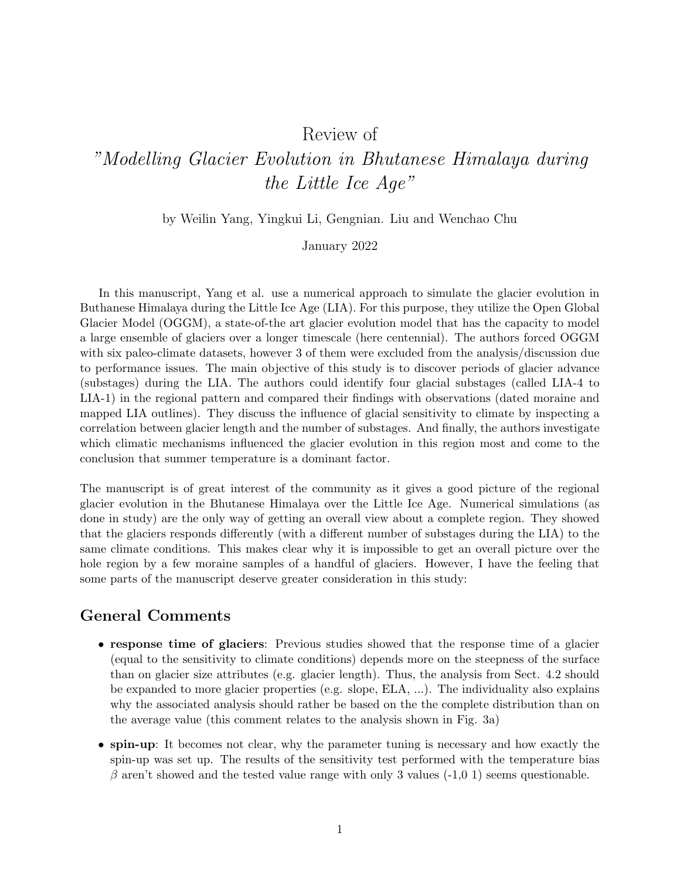# Review of *"Modelling Glacier Evolution in Bhutanese Himalaya during the Little Ice Age"*

by Weilin Yang, Yingkui Li, Gengnian. Liu and Wenchao Chu

January 2022

In this manuscript, Yang et al. use a numerical approach to simulate the glacier evolution in Buthanese Himalaya during the Little Ice Age (LIA). For this purpose, they utilize the Open Global Glacier Model (OGGM), a state-of-the art glacier evolution model that has the capacity to model a large ensemble of glaciers over a longer timescale (here centennial). The authors forced OGGM with six paleo-climate datasets, however 3 of them were excluded from the analysis/discussion due to performance issues. The main objective of this study is to discover periods of glacier advance (substages) during the LIA. The authors could identify four glacial substages (called LIA-4 to LIA-1) in the regional pattern and compared their findings with observations (dated moraine and mapped LIA outlines). They discuss the influence of glacial sensitivity to climate by inspecting a correlation between glacier length and the number of substages. And finally, the authors investigate which climatic mechanisms influenced the glacier evolution in this region most and come to the conclusion that summer temperature is a dominant factor.

The manuscript is of great interest of the community as it gives a good picture of the regional glacier evolution in the Bhutanese Himalaya over the Little Ice Age. Numerical simulations (as done in study) are the only way of getting an overall view about a complete region. They showed that the glaciers responds differently (with a different number of substages during the LIA) to the same climate conditions. This makes clear why it is impossible to get an overall picture over the hole region by a few moraine samples of a handful of glaciers. However, I have the feeling that some parts of the manuscript deserve greater consideration in this study:

## General Comments

- **response time of glaciers**: Previous studies showed that the response time of a glacier (equal to the sensitivity to climate conditions) depends more on the steepness of the surface than on glacier size attributes (e.g. glacier length). Thus, the analysis from Sect. 4.2 should be expanded to more glacier properties (e.g. slope, ELA, ...). The individuality also explains why the associated analysis should rather be based on the the complete distribution than on the average value (this comment relates to the analysis shown in Fig. 3a)
- **spin-up**: It becomes not clear, why the parameter tuning is necessary and how exactly the spin-up was set up. The results of the sensitivity test performed with the temperature bias $\beta$ aren't showed and the tested value range with only 3 values (-1,0 1) seems questionable.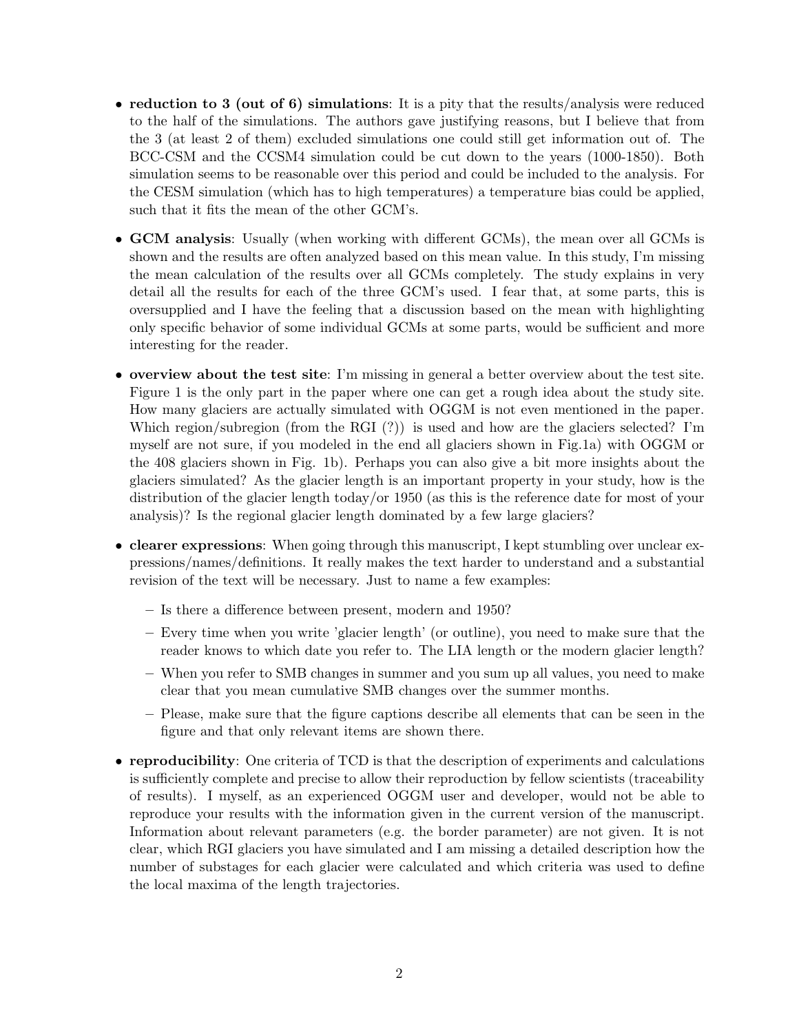- **reduction to 3 (out of 6) simulations**: It is a pity that the results/analysis were reduced to the half of the simulations. The authors gave justifying reasons, but I believe that from the 3 (at least 2 of them) excluded simulations one could still get information out of. The BCC-CSM and the CCSM4 simulation could be cut down to the years (1000-1850). Both simulation seems to be reasonable over this period and could be included to the analysis. For the CESM simulation (which has to high temperatures) a temperature bias could be applied, such that it fits the mean of the other GCM's.

- **GCM analysis**: Usually (when working with different GCMs), the mean over all GCMs is shown and the results are often analyzed based on this mean value. In this study, I'm missing the mean calculation of the results over all GCMs completely. The study explains in very detail all the results for each of the three GCM's used. I fear that, at some parts, this is oversupplied and I have the feeling that a discussion based on the mean with highlighting only specific behavior of some individual GCMs at some parts, would be sufficient and more interesting for the reader.

- **overview about the test site**: I'm missing in general a better overview about the test site. Figure 1 is the only part in the paper where one can get a rough idea about the study site. How many glaciers are actually simulated with OGGM is not even mentioned in the paper. Which region/subregion (from the RGI (?)) is used and how are the glaciers selected? I'm myself are not sure, if you modeled in the end all glaciers shown in Fig.1a) with OGGM or the 408 glaciers shown in Fig. 1b). Perhaps you can also give a bit more insights about the glaciers simulated? As the glacier length is an important property in your study, how is the distribution of the glacier length today/or 1950 (as this is the reference date for most of your analysis)? Is the regional glacier length dominated by a few large glaciers?

- **clearer expressions**: When going through this manuscript, I kept stumbling over unclear expressions/names/definitions. It really makes the text harder to understand and a substantial revision of the text will be necessary. Just to name a few examples:
  - Is there a difference between present, modern and 1950?
  - Every time when you write 'glacier length' (or outline), you need to make sure that the reader knows to which date you refer to. The LIA length or the modern glacier length?
  - When you refer to SMB changes in summer and you sum up all values, you need to make clear that you mean cumulative SMB changes over the summer months.
  - Please, make sure that the figure captions describe all elements that can be seen in the figure and that only relevant items are shown there.

- **reproducibility**: One criteria of TCD is that the description of experiments and calculations is sufficiently complete and precise to allow their reproduction by fellow scientists (traceability of results). I myself, as an experienced OGGM user and developer, would not be able to reproduce your results with the information given in the current version of the manuscript. Information about relevant parameters (e.g. the border parameter) are not given. It is not clear, which RGI glaciers you have simulated and I am missing a detailed description how the number of substages for each glacier were calculated and which criteria was used to define the local maxima of the length trajectories.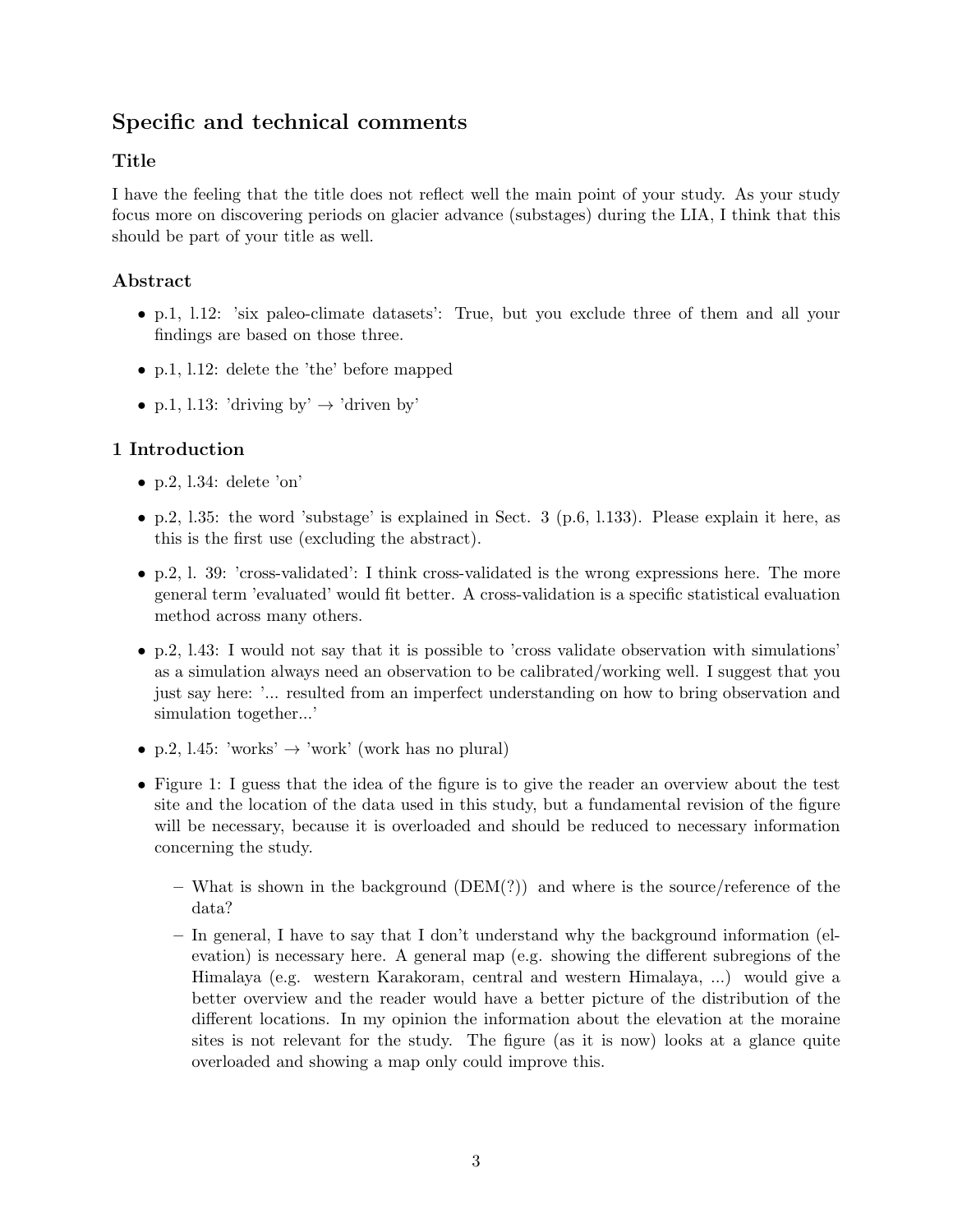## Specific and technical comments

### Title

I have the feeling that the title does not reflect well the main point of your study. As your study focus more on discovering periods on glacier advance (substages) during the LIA, I think that this should be part of your title as well.

### Abstract

- p.1, l.12: 'six paleo-climate datasets': True, but you exclude three of them and all your findings are based on those three.
- p.1, l.12: delete the 'the' before mapped
- p.1, l.13: 'driving by' → 'driven by'

### 1 Introduction

- p.2, l.34: delete 'on'
- p.2, l.35: the word 'substage' is explained in Sect. 3 (p.6, l.133). Please explain it here, as this is the first use (excluding the abstract).
- p.2, l. 39: 'cross-validated': I think cross-validated is the wrong expressions here. The more general term 'evaluated' would fit better. A cross-validation is a specific statistical evaluation method across many others.
- p.2, l.43: I would not say that it is possible to 'cross validate observation with simulations' as a simulation always need an observation to be calibrated/working well. I suggest that you just say here: '... resulted from an imperfect understanding on how to bring observation and simulation together...'
- p.2, l.45: 'works' → 'work' (work has no plural)
- Figure 1: I guess that the idea of the figure is to give the reader an overview about the test site and the location of the data used in this study, but a fundamental revision of the figure will be necessary, because it is overloaded and should be reduced to necessary information concerning the study.
  - What is shown in the background (DEM(?)) and where is the source/reference of the data?
  - In general, I have to say that I don't understand why the background information (elevation) is necessary here. A general map (e.g. showing the different subregions of the Himalaya (e.g. western Karakoram, central and western Himalaya, ...) would give a better overview and the reader would have a better picture of the distribution of the different locations. In my opinion the information about the elevation at the moraine sites is not relevant for the study. The figure (as it is now) looks at a glance quite overloaded and showing a map only could improve this.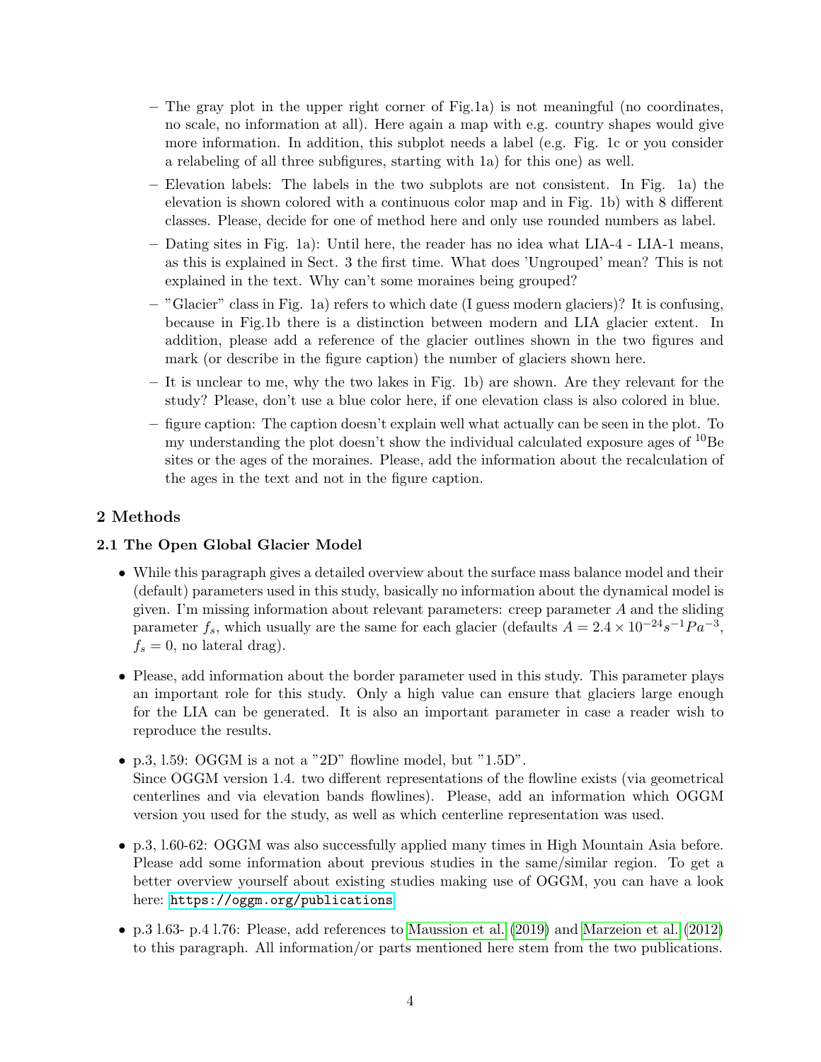- The gray plot in the upper right corner of Fig.1a) is not meaningful (no coordinates, no scale, no information at all). Here again a map with e.g. country shapes would give more information. In addition, this subplot needs a label (e.g. Fig. 1c or you consider a relabeling of all three subfigures, starting with 1a) for this one) as well.
- Elevation labels: The labels in the two subplots are not consistent. In Fig. 1a) the elevation is shown colored with a continuous color map and in Fig. 1b) with 8 different classes. Please, decide for one of method here and only use rounded numbers as label.
- Dating sites in Fig. 1a): Until here, the reader has no idea what LIA-4 - LIA-1 means, as this is explained in Sect. 3 the first time. What does 'Ungrouped' mean? This is not explained in the text. Why can't some moraines being grouped?
- "Glacier" class in Fig. 1a) refers to which date (I guess modern glaciers)? It is confusing, because in Fig.1b there is a distinction between modern and LIA glacier extent. In addition, please add a reference of the glacier outlines shown in the two figures and mark (or describe in the figure caption) the number of glaciers shown here.
- It is unclear to me, why the two lakes in Fig. 1b) are shown. Are they relevant for the study? Please, don't use a blue color here, if one elevation class is also colored in blue.
- figure caption: The caption doesn't explain well what actually can be seen in the plot. To my understanding the plot doesn't show the individual calculated exposure ages of $^{10}$Be sites or the ages of the moraines. Please, add the information about the recalculation of the ages in the text and not in the figure caption.

## 2 Methods

### 2.1 The Open Global Glacier Model

- While this paragraph gives a detailed overview about the surface mass balance model and their (default) parameters used in this study, basically no information about the dynamical model is given. I'm missing information about relevant parameters: creep parameter $A$ and the sliding parameter $f_s$, which usually are the same for each glacier (defaults $A = 2.4 \times 10^{-24} s^{-1} Pa^{-3}$, $f_s = 0$, no lateral drag).
- Please, add information about the border parameter used in this study. This parameter plays an important role for this study. Only a high value can ensure that glaciers large enough for the LIA can be generated. It is also an important parameter in case a reader wish to reproduce the results.
- p.3, l.59: OGGM is a not a "2D" flowline model, but "1.5D".
  Since OGGM version 1.4. two different representations of the flowline exists (via geometrical centerlines and via elevation bands flowlines). Please, add an information which OGGM version you used for the study, as well as which centerline representation was used.
- p.3, l.60-62: OGGM was also successfully applied many times in High Mountain Asia before. Please add some information about previous studies in the same/similar region. To get a better overview yourself about existing studies making use of OGGM, you can have a look here: https://oggm.org/publications
- p.3 l.63- p.4 l.76: Please, add references to Maussion et al. (2019) and Marzeion et al. (2012) to this paragraph. All information/or parts mentioned here stem from the two publications.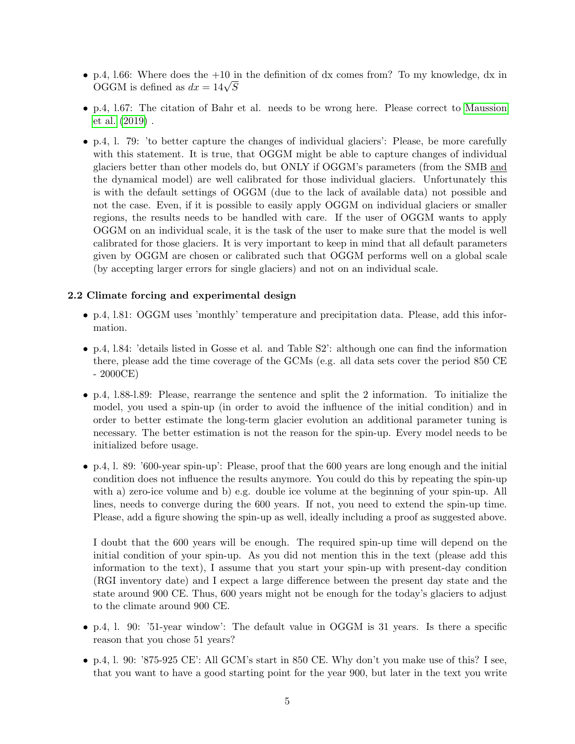- p.4, l.66: Where does the +10 in the definition of dx comes from? To my knowledge, dx in OGGM is defined as $dx = 14\sqrt{S}$
- p.4, l.67: The citation of Bahr et al. needs to be wrong here. Please correct to Maussion et al. (2019) .
- p.4, l. 79: 'to better capture the changes of individual glaciers': Please, be more carefully with this statement. It is true, that OGGM might be able to capture changes of individual glaciers better than other models do, but ONLY if OGGM's parameters (from the SMB and the dynamical model) are well calibrated for those individual glaciers. Unfortunately this is with the default settings of OGGM (due to the lack of available data) not possible and not the case. Even, if it is possible to easily apply OGGM on individual glaciers or smaller regions, the results needs to be handled with care. If the user of OGGM wants to apply OGGM on an individual scale, it is the task of the user to make sure that the model is well calibrated for those glaciers. It is very important to keep in mind that all default parameters given by OGGM are chosen or calibrated such that OGGM performs well on a global scale (by accepting larger errors for single glaciers) and not on an individual scale.

### 2.2 Climate forcing and experimental design

- p.4, l.81: OGGM uses 'monthly' temperature and precipitation data. Please, add this information.
- p.4, l.84: 'details listed in Gosse et al. and Table S2': although one can find the information there, please add the time coverage of the GCMs (e.g. all data sets cover the period 850 CE - 2000CE)
- p.4, l.88-l.89: Please, rearrange the sentence and split the 2 information. To initialize the model, you used a spin-up (in order to avoid the influence of the initial condition) and in order to better estimate the long-term glacier evolution an additional parameter tuning is necessary. The better estimation is not the reason for the spin-up. Every model needs to be initialized before usage.
- p.4, l. 89: '600-year spin-up': Please, proof that the 600 years are long enough and the initial condition does not influence the results anymore. You could do this by repeating the spin-up with a) zero-ice volume and b) e.g. double ice volume at the beginning of your spin-up. All lines, needs to converge during the 600 years. If not, you need to extend the spin-up time. Please, add a figure showing the spin-up as well, ideally including a proof as suggested above.

  I doubt that the 600 years will be enough. The required spin-up time will depend on the initial condition of your spin-up. As you did not mention this in the text (please add this information to the text), I assume that you start your spin-up with present-day condition (RGI inventory date) and I expect a large difference between the present day state and the state around 900 CE. Thus, 600 years might not be enough for the today's glaciers to adjust to the climate around 900 CE.
- p.4, l. 90: '51-year window': The default value in OGGM is 31 years. Is there a specific reason that you chose 51 years?
- p.4, l. 90: '875-925 CE': All GCM's start in 850 CE. Why don't you make use of this? I see, that you want to have a good starting point for the year 900, but later in the text you write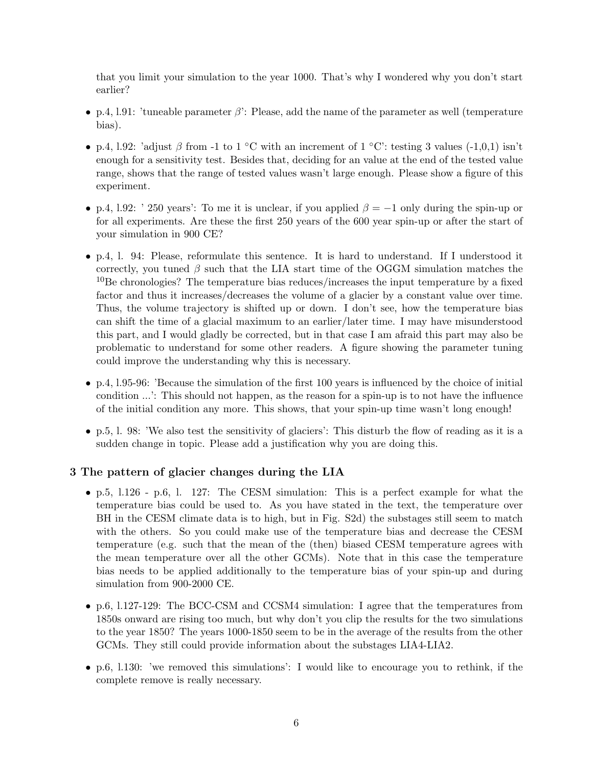that you limit your simulation to the year 1000. That's why I wondered why you don't start earlier?

- p.4, l.91: 'tuneable parameter $\beta$': Please, add the name of the parameter as well (temperature bias).
- p.4, l.92: 'adjust $\beta$ from -1 to 1 °C with an increment of 1 °C': testing 3 values (-1,0,1) isn't enough for a sensitivity test. Besides that, deciding for an value at the end of the tested value range, shows that the range of tested values wasn't large enough. Please show a figure of this experiment.
- p.4, l.92: ' 250 years': To me it is unclear, if you applied $\beta = -1$ only during the spin-up or for all experiments. Are these the first 250 years of the 600 year spin-up or after the start of your simulation in 900 CE?
- p.4, l. 94: Please, reformulate this sentence. It is hard to understand. If I understood it correctly, you tuned $\beta$ such that the LIA start time of the OGGM simulation matches the $^{10}$Be chronologies? The temperature bias reduces/increases the input temperature by a fixed factor and thus it increases/decreases the volume of a glacier by a constant value over time. Thus, the volume trajectory is shifted up or down. I don't see, how the temperature bias can shift the time of a glacial maximum to an earlier/later time. I may have misunderstood this part, and I would gladly be corrected, but in that case I am afraid this part may also be problematic to understand for some other readers. A figure showing the parameter tuning could improve the understanding why this is necessary.
- p.4, l.95-96: 'Because the simulation of the first 100 years is influenced by the choice of initial condition ...': This should not happen, as the reason for a spin-up is to not have the influence of the initial condition any more. This shows, that your spin-up time wasn't long enough!
- p.5, l. 98: 'We also test the sensitivity of glaciers': This disturb the flow of reading as it is a sudden change in topic. Please add a justification why you are doing this.

### 3 The pattern of glacier changes during the LIA

- p.5, l.126 - p.6, l. 127: The CESM simulation: This is a perfect example for what the temperature bias could be used to. As you have stated in the text, the temperature over BH in the CESM climate data is to high, but in Fig. S2d) the substages still seem to match with the others. So you could make use of the temperature bias and decrease the CESM temperature (e.g. such that the mean of the (then) biased CESM temperature agrees with the mean temperature over all the other GCMs). Note that in this case the temperature bias needs to be applied additionally to the temperature bias of your spin-up and during simulation from 900-2000 CE.
- p.6, l.127-129: The BCC-CSM and CCSM4 simulation: I agree that the temperatures from 1850s onward are rising too much, but why don't you clip the results for the two simulations to the year 1850? The years 1000-1850 seem to be in the average of the results from the other GCMs. They still could provide information about the substages LIA4-LIA2.
- p.6, l.130: 'we removed this simulations': I would like to encourage you to rethink, if the complete remove is really necessary.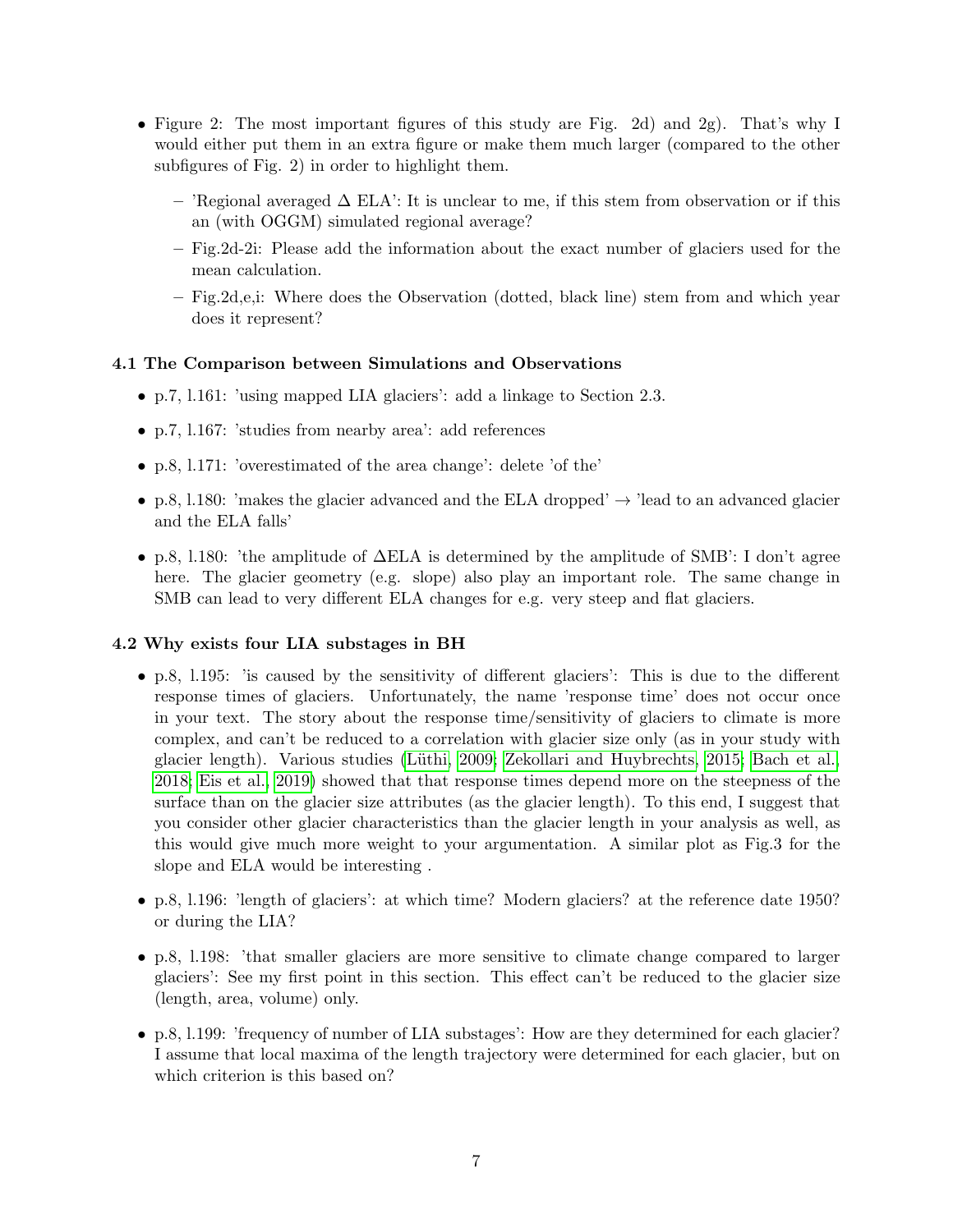- Figure 2: The most important figures of this study are Fig. 2d) and 2g). That's why I would either put them in an extra figure or make them much larger (compared to the other subfigures of Fig. 2) in order to highlight them.
  - 'Regional averaged $\Delta$ ELA': It is unclear to me, if this stem from observation or if this an (with OGGM) simulated regional average?
  - Fig.2d-2i: Please add the information about the exact number of glaciers used for the mean calculation.
  - Fig.2d,e,i: Where does the Observation (dotted, black line) stem from and which year does it represent?

### 4.1 The Comparison between Simulations and Observations

- p.7, l.161: 'using mapped LIA glaciers': add a linkage to Section 2.3.
- p.7, l.167: 'studies from nearby area': add references
- p.8, l.171: 'overestimated of the area change': delete 'of the'
- p.8, l.180: 'makes the glacier advanced and the ELA dropped' → 'lead to an advanced glacier and the ELA falls'
- p.8, l.180: 'the amplitude of $\Delta$ELA is determined by the amplitude of SMB': I don't agree here. The glacier geometry (e.g. slope) also play an important role. The same change in SMB can lead to very different ELA changes for e.g. very steep and flat glaciers.

### 4.2 Why exists four LIA substages in BH

- p.8, l.195: 'is caused by the sensitivity of different glaciers': This is due to the different response times of glaciers. Unfortunately, the name 'response time' does not occur once in your text. The story about the response time/sensitivity of glaciers to climate is more complex, and can't be reduced to a correlation with glacier size only (as in your study with glacier length). Various studies (Lüthi, 2009; Zekollari and Huybrechts, 2015; Bach et al., 2018; Eis et al., 2019) showed that that response times depend more on the steepness of the surface than on the glacier size attributes (as the glacier length). To this end, I suggest that you consider other glacier characteristics than the glacier length in your analysis as well, as this would give much more weight to your argumentation. A similar plot as Fig.3 for the slope and ELA would be interesting .
- p.8, l.196: 'length of glaciers': at which time? Modern glaciers? at the reference date 1950? or during the LIA?
- p.8, l.198: 'that smaller glaciers are more sensitive to climate change compared to larger glaciers': See my first point in this section. This effect can't be reduced to the glacier size (length, area, volume) only.
- p.8, l.199: 'frequency of number of LIA substages': How are they determined for each glacier? I assume that local maxima of the length trajectory were determined for each glacier, but on which criterion is this based on?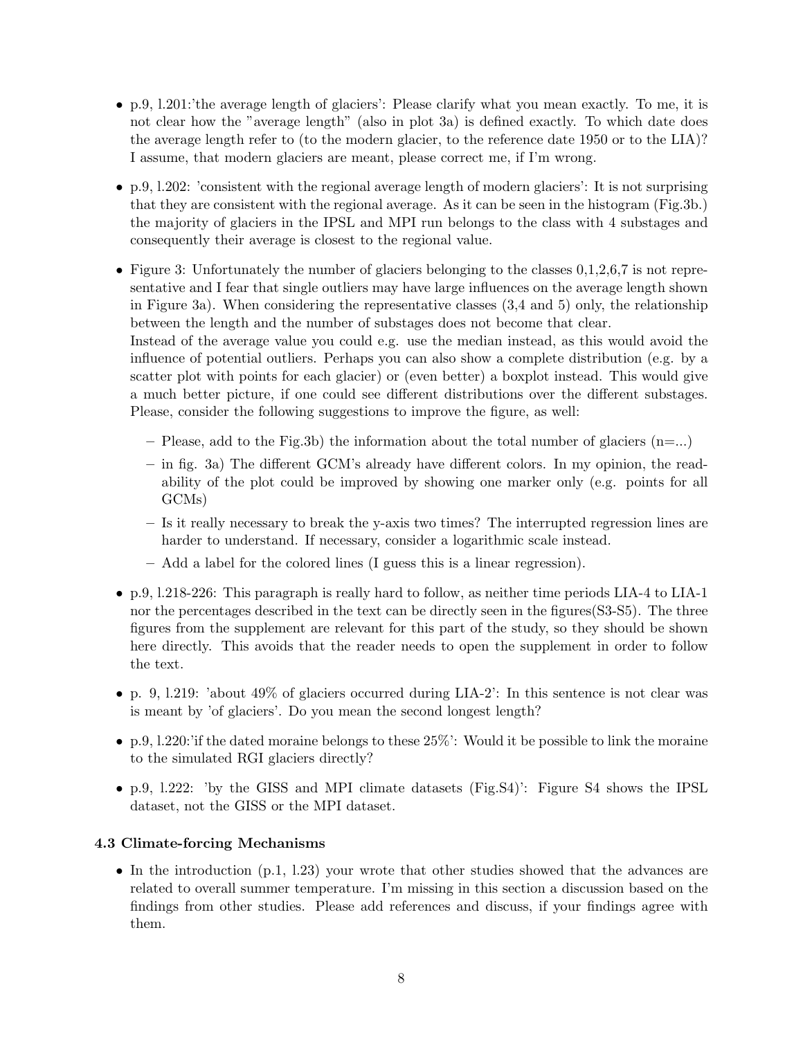- p.9, l.201:'the average length of glaciers': Please clarify what you mean exactly. To me, it is not clear how the "average length" (also in plot 3a) is defined exactly. To which date does the average length refer to (to the modern glacier, to the reference date 1950 or to the LIA)? I assume, that modern glaciers are meant, please correct me, if I'm wrong.

- p.9, l.202: 'consistent with the regional average length of modern glaciers': It is not surprising that they are consistent with the regional average. As it can be seen in the histogram (Fig.3b.) the majority of glaciers in the IPSL and MPI run belongs to the class with 4 substages and consequently their average is closest to the regional value.

- Figure 3: Unfortunately the number of glaciers belonging to the classes 0,1,2,6,7 is not representative and I fear that single outliers may have large influences on the average length shown in Figure 3a). When considering the representative classes (3,4 and 5) only, the relationship between the length and the number of substages does not become that clear.
  Instead of the average value you could e.g. use the median instead, as this would avoid the influence of potential outliers. Perhaps you can also show a complete distribution (e.g. by a scatter plot with points for each glacier) or (even better) a boxplot instead. This would give a much better picture, if one could see different distributions over the different substages. Please, consider the following suggestions to improve the figure, as well:
  - Please, add to the Fig.3b) the information about the total number of glaciers (n=...)
  - in fig. 3a) The different GCM's already have different colors. In my opinion, the readability of the plot could be improved by showing one marker only (e.g. points for all GCMs)
  - Is it really necessary to break the y-axis two times? The interrupted regression lines are harder to understand. If necessary, consider a logarithmic scale instead.
  - Add a label for the colored lines (I guess this is a linear regression).

- p.9, l.218-226: This paragraph is really hard to follow, as neither time periods LIA-4 to LIA-1 nor the percentages described in the text can be directly seen in the figures(S3-S5). The three figures from the supplement are relevant for this part of the study, so they should be shown here directly. This avoids that the reader needs to open the supplement in order to follow the text.

- p. 9, l.219: 'about 49% of glaciers occurred during LIA-2': In this sentence is not clear was is meant by 'of glaciers'. Do you mean the second longest length?

- p.9, l.220:'if the dated moraine belongs to these 25%': Would it be possible to link the moraine to the simulated RGI glaciers directly?

- p.9, l.222: 'by the GISS and MPI climate datasets (Fig.S4)': Figure S4 shows the IPSL dataset, not the GISS or the MPI dataset.

### 4.3 Climate-forcing Mechanisms

- In the introduction (p.1, l.23) your wrote that other studies showed that the advances are related to overall summer temperature. I'm missing in this section a discussion based on the findings from other studies. Please add references and discuss, if your findings agree with them.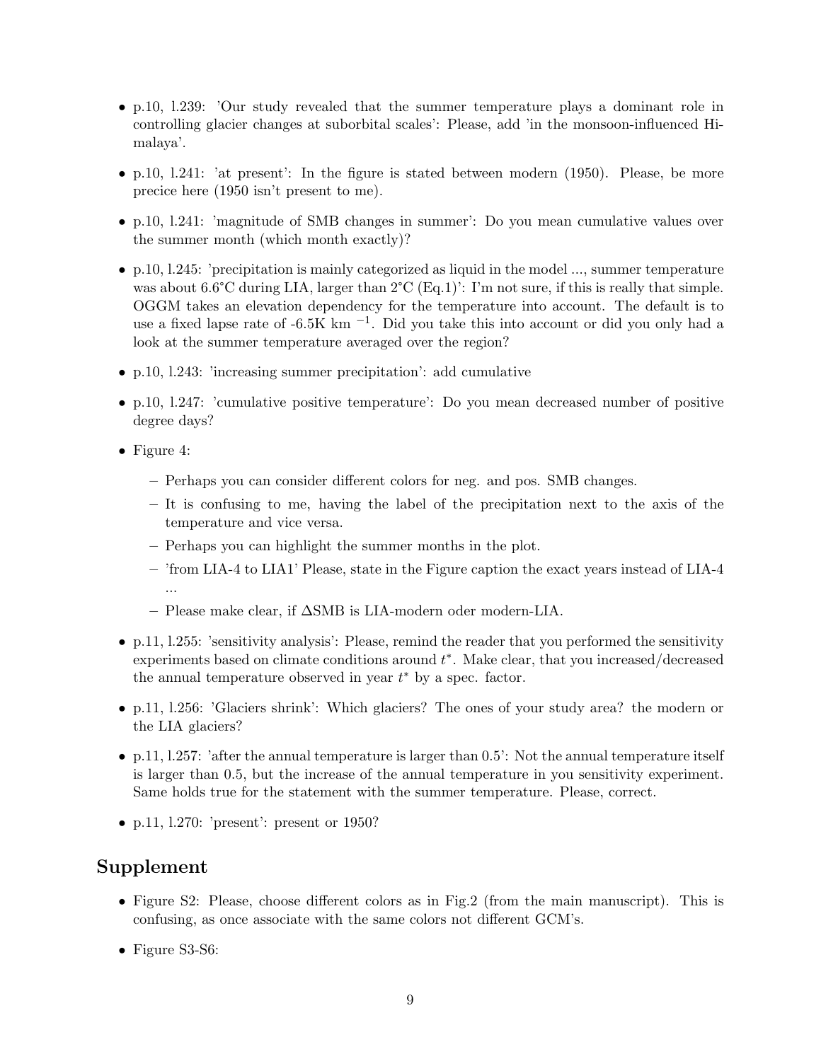- p.10, l.239: 'Our study revealed that the summer temperature plays a dominant role in controlling glacier changes at suborbital scales': Please, add 'in the monsoon-influenced Himalaya'.
- p.10, l.241: 'at present': In the figure is stated between modern (1950). Please, be more precice here (1950 isn't present to me).
- p.10, l.241: 'magnitude of SMB changes in summer': Do you mean cumulative values over the summer month (which month exactly)?
- p.10, l.245: 'precipitation is mainly categorized as liquid in the model ..., summer temperature was about 6.6°C during LIA, larger than 2°C (Eq.1)': I'm not sure, if this is really that simple. OGGM takes an elevation dependency for the temperature into account. The default is to use a fixed lapse rate of -6.5K km $^{-1}$. Did you take this into account or did you only had a look at the summer temperature averaged over the region?
- p.10, l.243: 'increasing summer precipitation': add cumulative
- p.10, l.247: 'cumulative positive temperature': Do you mean decreased number of positive degree days?
- Figure 4:
  - Perhaps you can consider different colors for neg. and pos. SMB changes.
  - It is confusing to me, having the label of the precipitation next to the axis of the temperature and vice versa.
  - Perhaps you can highlight the summer months in the plot.
  - 'from LIA-4 to LIA1' Please, state in the Figure caption the exact years instead of LIA-4 ...
  - Please make clear, if ΔSMB is LIA-modern oder modern-LIA.
- p.11, l.255: 'sensitivity analysis': Please, remind the reader that you performed the sensitivity experiments based on climate conditions around $t^*$. Make clear, that you increased/decreased the annual temperature observed in year $t^*$ by a spec. factor.
- p.11, l.256: 'Glaciers shrink': Which glaciers? The ones of your study area? the modern or the LIA glaciers?
- p.11, l.257: 'after the annual temperature is larger than 0.5': Not the annual temperature itself is larger than 0.5, but the increase of the annual temperature in you sensitivity experiment. Same holds true for the statement with the summer temperature. Please, correct.
- p.11, l.270: 'present': present or 1950?

## Supplement

- Figure S2: Please, choose different colors as in Fig.2 (from the main manuscript). This is confusing, as once associate with the same colors not different GCM's.
- Figure S3-S6: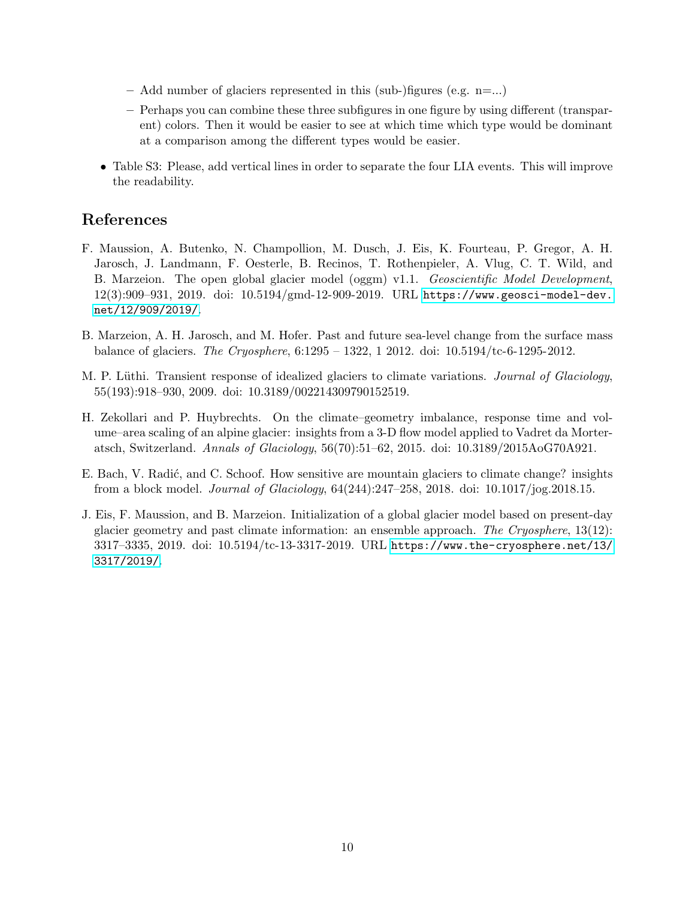- Add number of glaciers represented in this (sub-)figures (e.g. n=...)
  - Perhaps you can combine these three subfigures in one figure by using different (transparent) colors. Then it would be easier to see at which time which type would be dominant at a comparison among the different types would be easier.

- Table S3: Please, add vertical lines in order to separate the four LIA events. This will improve the readability.

## References

F. Maussion, A. Butenko, N. Champollion, M. Dusch, J. Eis, K. Fourteau, P. Gregor, A. H. Jarosch, J. Landmann, F. Oesterle, B. Recinos, T. Rothenpieler, A. Vlug, C. T. Wild, and B. Marzeion. The open global glacier model (oggm) v1.1. *Geoscientific Model Development*, 12(3):909–931, 2019. doi: 10.5194/gmd-12-909-2019. URL https://www.geosci-model-dev.net/12/909/2019/.

B. Marzeion, A. H. Jarosch, and M. Hofer. Past and future sea-level change from the surface mass balance of glaciers. *The Cryosphere*, 6:1295 – 1322, 1 2012. doi: 10.5194/tc-6-1295-2012.

M. P. Lüthi. Transient response of idealized glaciers to climate variations. *Journal of Glaciology*, 55(193):918–930, 2009. doi: 10.3189/002214309790152519.

H. Zekollari and P. Huybrechts. On the climate–geometry imbalance, response time and volume–area scaling of an alpine glacier: insights from a 3-D flow model applied to Vadret da Morteratsch, Switzerland. *Annals of Glaciology*, 56(70):51–62, 2015. doi: 10.3189/2015AoG70A921.

E. Bach, V. Radić, and C. Schoof. How sensitive are mountain glaciers to climate change? insights from a block model. *Journal of Glaciology*, 64(244):247–258, 2018. doi: 10.1017/jog.2018.15.

J. Eis, F. Maussion, and B. Marzeion. Initialization of a global glacier model based on present-day glacier geometry and past climate information: an ensemble approach. *The Cryosphere*, 13(12): 3317–3335, 2019. doi: 10.5194/tc-13-3317-2019. URL https://www.the-cryosphere.net/13/3317/2019/.